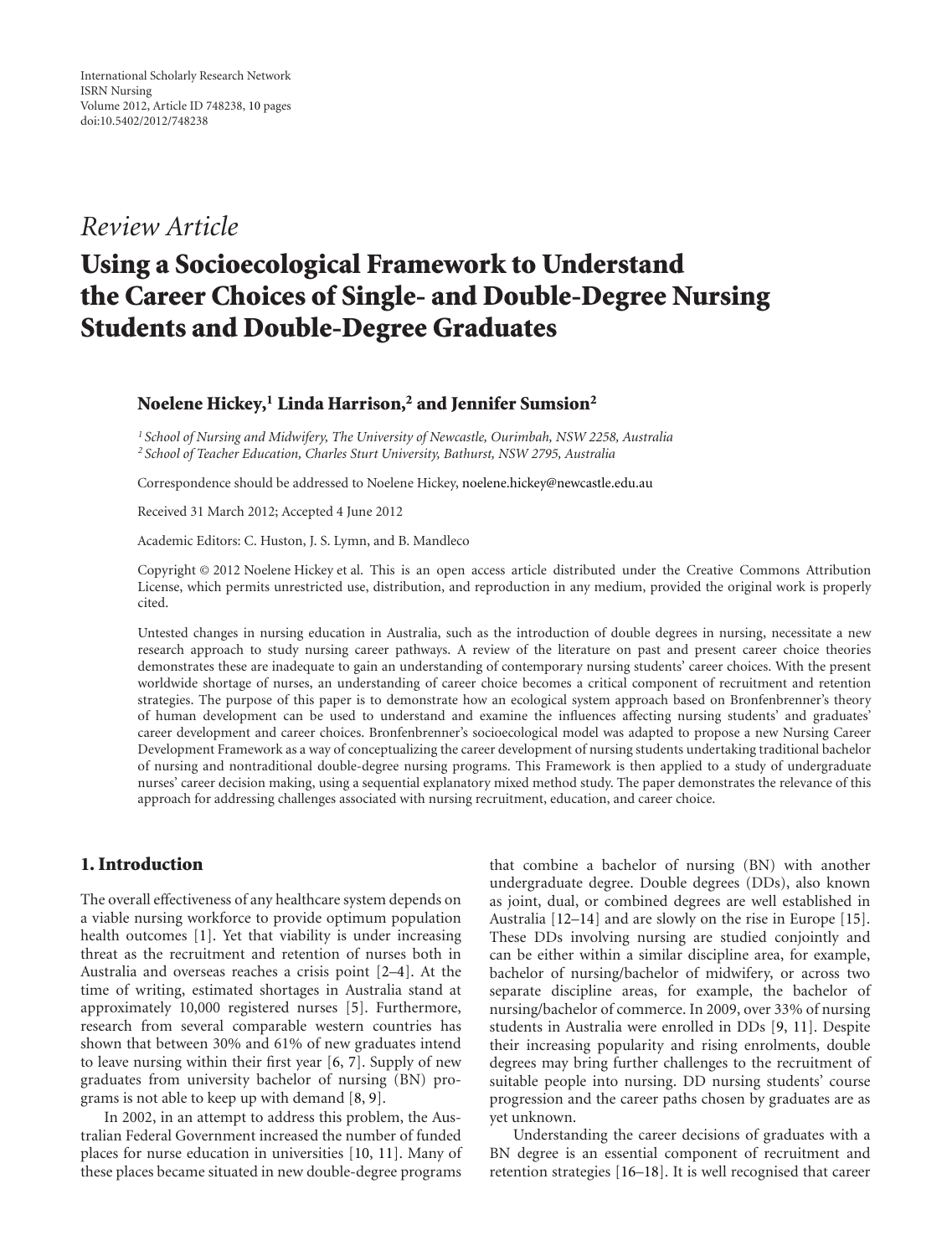*Review Article*

# Using a Socioecological Framework to Understand the Career Choices of Single- and Double-Degree Nursing Students and Double-Degree Graduates

**Noelene Hickey,[1] Linda Harrison,[2] and Jennifer Sumsion[2]**

[1] *School of Nursing and Midwifery, The University of Newcastle, Ourimbah, NSW 2258, Australia*
[2] *School of Teacher Education, Charles Sturt University, Bathurst, NSW 2795, Australia*

Correspondence should be addressed to Noelene Hickey, noelene.hickey@newcastle.edu.au

Received 31 March 2012; Accepted 4 June 2012

Academic Editors: C. Huston, J. S. Lymn, and B. Mandleco

Copyright © 2012 Noelene Hickey et al. This is an open access article distributed under the Creative Commons Attribution License, which permits unrestricted use, distribution, and reproduction in any medium, provided the original work is properly cited.

Untested changes in nursing education in Australia, such as the introduction of double degrees in nursing, necessitate a new research approach to study nursing career pathways. A review of the literature on past and present career choice theories demonstrates these are inadequate to gain an understanding of contemporary nursing students' career choices. With the present worldwide shortage of nurses, an understanding of career choice becomes a critical component of recruitment and retention strategies. The purpose of this paper is to demonstrate how an ecological system approach based on Bronfenbrenner's theory of human development can be used to understand and examine the influences affecting nursing students' and graduates' career development and career choices. Bronfenbrenner's socioecological model was adapted to propose a new Nursing Career Development Framework as a way of conceptualizing the career development of nursing students undertaking traditional bachelor of nursing and nontraditional double-degree nursing programs. This Framework is then applied to a study of undergraduate nurses' career decision making, using a sequential explanatory mixed method study. The paper demonstrates the relevance of this approach for addressing challenges associated with nursing recruitment, education, and career choice.

## 1. Introduction

The overall effectiveness of any healthcare system depends on a viable nursing workforce to provide optimum population health outcomes [1]. Yet that viability is under increasing threat as the recruitment and retention of nurses both in Australia and overseas reaches a crisis point [2–4]. At the time of writing, estimated shortages in Australia stand at approximately 10,000 registered nurses [5]. Furthermore, research from several comparable western countries has shown that between 30% and 61% of new graduates intend to leave nursing within their first year [6, 7]. Supply of new graduates from university bachelor of nursing (BN) programs is not able to keep up with demand [8, 9].

In 2002, in an attempt to address this problem, the Australian Federal Government increased the number of funded places for nurse education in universities [10, 11]. Many of these places became situated in new double-degree programs that combine a bachelor of nursing (BN) with another undergraduate degree. Double degrees (DDs), also known as joint, dual, or combined degrees are well established in Australia [12–14] and are slowly on the rise in Europe [15]. These DDs involving nursing are studied conjointly and can be either within a similar discipline area, for example, bachelor of nursing/bachelor of midwifery, or across two separate discipline areas, for example, the bachelor of nursing/bachelor of commerce. In 2009, over 33% of nursing students in Australia were enrolled in DDs [9, 11]. Despite their increasing popularity and rising enrolments, double degrees may bring further challenges to the recruitment of suitable people into nursing. DD nursing students' course progression and the career paths chosen by graduates are as yet unknown.

Understanding the career decisions of graduates with a BN degree is an essential component of recruitment and retention strategies [16–18]. It is well recognised that career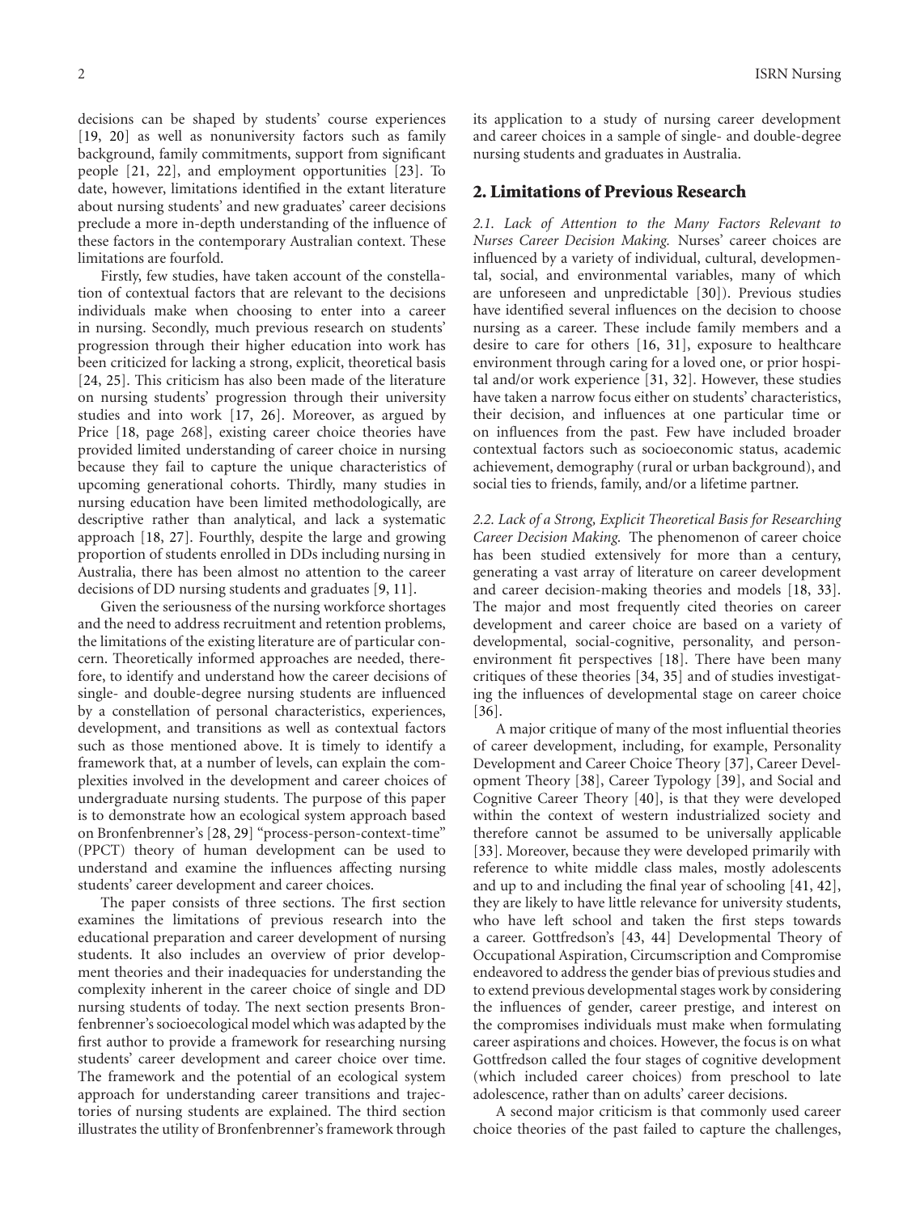decisions can be shaped by students' course experiences [19, 20] as well as nonuniversity factors such as family background, family commitments, support from significant people [21, 22], and employment opportunities [23]. To date, however, limitations identified in the extant literature about nursing students' and new graduates' career decisions preclude a more in-depth understanding of the influence of these factors in the contemporary Australian context. These limitations are fourfold.

Firstly, few studies, have taken account of the constellation of contextual factors that are relevant to the decisions individuals make when choosing to enter into a career in nursing. Secondly, much previous research on students' progression through their higher education into work has been criticized for lacking a strong, explicit, theoretical basis [24, 25]. This criticism has also been made of the literature on nursing students' progression through their university studies and into work [17, 26]. Moreover, as argued by Price [18, page 268], existing career choice theories have provided limited understanding of career choice in nursing because they fail to capture the unique characteristics of upcoming generational cohorts. Thirdly, many studies in nursing education have been limited methodologically, are descriptive rather than analytical, and lack a systematic approach [18, 27]. Fourthly, despite the large and growing proportion of students enrolled in DDs including nursing in Australia, there has been almost no attention to the career decisions of DD nursing students and graduates [9, 11].

Given the seriousness of the nursing workforce shortages and the need to address recruitment and retention problems, the limitations of the existing literature are of particular concern. Theoretically informed approaches are needed, therefore, to identify and understand how the career decisions of single- and double-degree nursing students are influenced by a constellation of personal characteristics, experiences, development, and transitions as well as contextual factors such as those mentioned above. It is timely to identify a framework that, at a number of levels, can explain the complexities involved in the development and career choices of undergraduate nursing students. The purpose of this paper is to demonstrate how an ecological system approach based on Bronfenbrenner's [28, 29] "process-person-context-time" (PPCT) theory of human development can be used to understand and examine the influences affecting nursing students' career development and career choices.

The paper consists of three sections. The first section examines the limitations of previous research into the educational preparation and career development of nursing students. It also includes an overview of prior development theories and their inadequacies for understanding the complexity inherent in the career choice of single and DD nursing students of today. The next section presents Bronfenbrenner's socioecological model which was adapted by the first author to provide a framework for researching nursing students' career development and career choice over time. The framework and the potential of an ecological system approach for understanding career transitions and trajectories of nursing students are explained. The third section illustrates the utility of Bronfenbrenner's framework through its application to a study of nursing career development and career choices in a sample of single- and double-degree nursing students and graduates in Australia.

## 2. Limitations of Previous Research

*2.1. Lack of Attention to the Many Factors Relevant to Nurses Career Decision Making.* Nurses' career choices are influenced by a variety of individual, cultural, developmental, social, and environmental variables, many of which are unforeseen and unpredictable [30]). Previous studies have identified several influences on the decision to choose nursing as a career. These include family members and a desire to care for others [16, 31], exposure to healthcare environment through caring for a loved one, or prior hospital and/or work experience [31, 32]. However, these studies have taken a narrow focus either on students' characteristics, their decision, and influences at one particular time or on influences from the past. Few have included broader contextual factors such as socioeconomic status, academic achievement, demography (rural or urban background), and social ties to friends, family, and/or a lifetime partner.

*2.2. Lack of a Strong, Explicit Theoretical Basis for Researching Career Decision Making.* The phenomenon of career choice has been studied extensively for more than a century, generating a vast array of literature on career development and career decision-making theories and models [18, 33]. The major and most frequently cited theories on career development and career choice are based on a variety of developmental, social-cognitive, personality, and person-environment fit perspectives [18]. There have been many critiques of these theories [34, 35] and of studies investigating the influences of developmental stage on career choice [36].

A major critique of many of the most influential theories of career development, including, for example, Personality Development and Career Choice Theory [37], Career Development Theory [38], Career Typology [39], and Social and Cognitive Career Theory [40], is that they were developed within the context of western industrialized society and therefore cannot be assumed to be universally applicable [33]. Moreover, because they were developed primarily with reference to white middle class males, mostly adolescents and up to and including the final year of schooling [41, 42], they are likely to have little relevance for university students, who have left school and taken the first steps towards a career. Gottfredson's [43, 44] Developmental Theory of Occupational Aspiration, Circumscription and Compromise endeavored to address the gender bias of previous studies and to extend previous developmental stages work by considering the influences of gender, career prestige, and interest on the compromises individuals must make when formulating career aspirations and choices. However, the focus is on what Gottfredson called the four stages of cognitive development (which included career choices) from preschool to late adolescence, rather than on adults' career decisions.

A second major criticism is that commonly used career choice theories of the past failed to capture the challenges,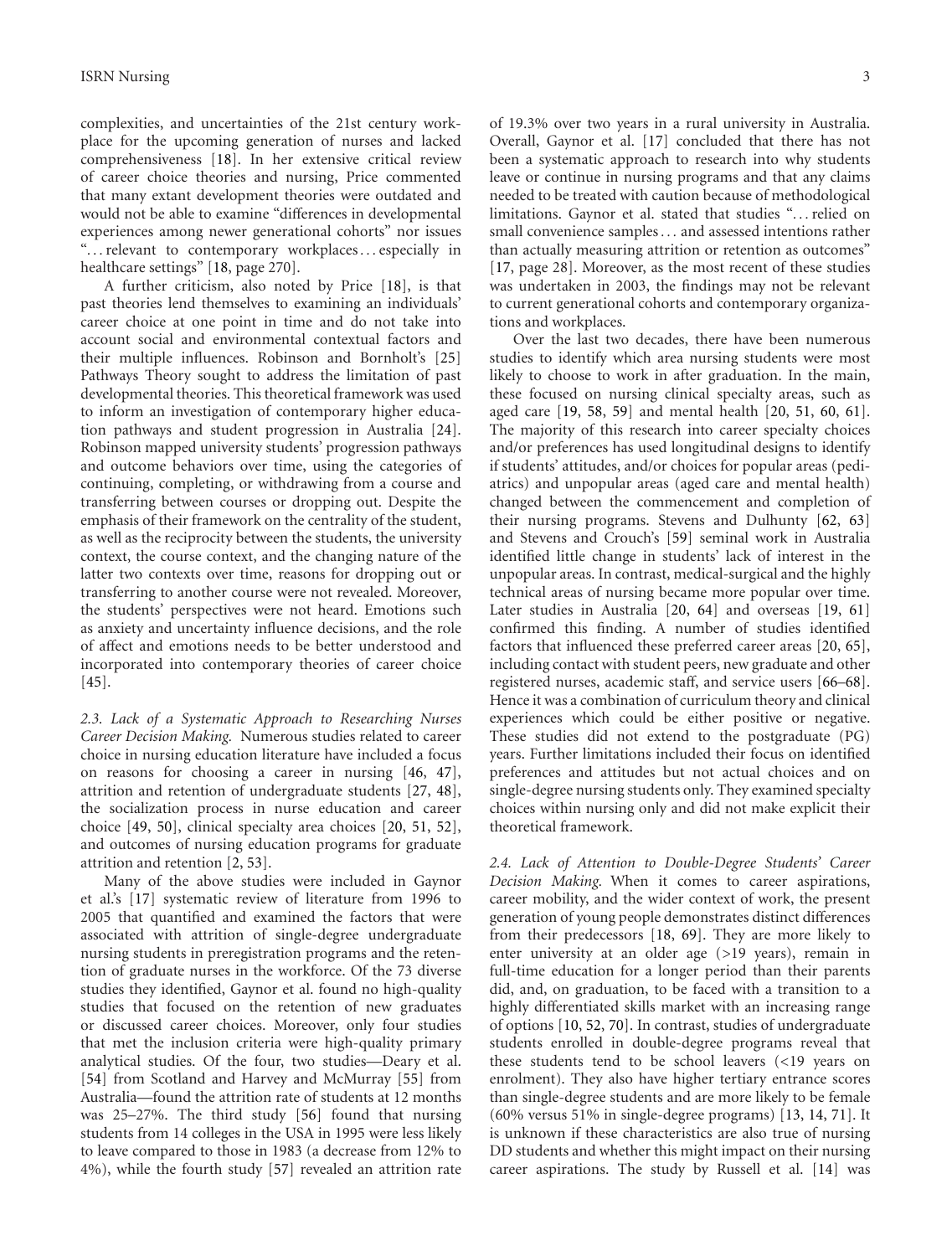complexities, and uncertainties of the 21st century workplace for the upcoming generation of nurses and lacked comprehensiveness [18]. In her extensive critical review of career choice theories and nursing, Price commented that many extant development theories were outdated and would not be able to examine "differences in developmental experiences among newer generational cohorts" nor issues "... relevant to contemporary workplaces... especially in healthcare settings" [18, page 270].

A further criticism, also noted by Price [18], is that past theories lend themselves to examining an individuals' career choice at one point in time and do not take into account social and environmental contextual factors and their multiple influences. Robinson and Bornholt's [25] Pathways Theory sought to address the limitation of past developmental theories. This theoretical framework was used to inform an investigation of contemporary higher education pathways and student progression in Australia [24]. Robinson mapped university students' progression pathways and outcome behaviors over time, using the categories of continuing, completing, or withdrawing from a course and transferring between courses or dropping out. Despite the emphasis of their framework on the centrality of the student, as well as the reciprocity between the students, the university context, the course context, and the changing nature of the latter two contexts over time, reasons for dropping out or transferring to another course were not revealed. Moreover, the students' perspectives were not heard. Emotions such as anxiety and uncertainty influence decisions, and the role of affect and emotions needs to be better understood and incorporated into contemporary theories of career choice [45].

*2.3. Lack of a Systematic Approach to Researching Nurses Career Decision Making.* Numerous studies related to career choice in nursing education literature have included a focus on reasons for choosing a career in nursing [46, 47], attrition and retention of undergraduate students [27, 48], the socialization process in nurse education and career choice [49, 50], clinical specialty area choices [20, 51, 52], and outcomes of nursing education programs for graduate attrition and retention [2, 53].

Many of the above studies were included in Gaynor et al.'s [17] systematic review of literature from 1996 to 2005 that quantified and examined the factors that were associated with attrition of single-degree undergraduate nursing students in preregistration programs and the retention of graduate nurses in the workforce. Of the 73 diverse studies they identified, Gaynor et al. found no high-quality studies that focused on the retention of new graduates or discussed career choices. Moreover, only four studies that met the inclusion criteria were high-quality primary analytical studies. Of the four, two studies—Deary et al. [54] from Scotland and Harvey and McMurray [55] from Australia—found the attrition rate of students at 12 months was 25–27%. The third study [56] found that nursing students from 14 colleges in the USA in 1995 were less likely to leave compared to those in 1983 (a decrease from 12% to 4%), while the fourth study [57] revealed an attrition rate of 19.3% over two years in a rural university in Australia. Overall, Gaynor et al. [17] concluded that there has not been a systematic approach to research into why students leave or continue in nursing programs and that any claims needed to be treated with caution because of methodological limitations. Gaynor et al. stated that studies "... relied on small convenience samples ... and assessed intentions rather than actually measuring attrition or retention as outcomes" [17, page 28]. Moreover, as the most recent of these studies was undertaken in 2003, the findings may not be relevant to current generational cohorts and contemporary organizations and workplaces.

Over the last two decades, there have been numerous studies to identify which area nursing students were most likely to choose to work in after graduation. In the main, these focused on nursing clinical specialty areas, such as aged care [19, 58, 59] and mental health [20, 51, 60, 61]. The majority of this research into career specialty choices and/or preferences has used longitudinal designs to identify if students' attitudes, and/or choices for popular areas (pediatrics) and unpopular areas (aged care and mental health) changed between the commencement and completion of their nursing programs. Stevens and Dulhunty [62, 63] and Stevens and Crouch's [59] seminal work in Australia identified little change in students' lack of interest in the unpopular areas. In contrast, medical-surgical and the highly technical areas of nursing became more popular over time. Later studies in Australia [20, 64] and overseas [19, 61] confirmed this finding. A number of studies identified factors that influenced these preferred career areas [20, 65], including contact with student peers, new graduate and other registered nurses, academic staff, and service users [66–68]. Hence it was a combination of curriculum theory and clinical experiences which could be either positive or negative. These studies did not extend to the postgraduate (PG) years. Further limitations included their focus on identified preferences and attitudes but not actual choices and on single-degree nursing students only. They examined specialty choices within nursing only and did not make explicit their theoretical framework.

*2.4. Lack of Attention to Double-Degree Students' Career Decision Making.* When it comes to career aspirations, career mobility, and the wider context of work, the present generation of young people demonstrates distinct differences from their predecessors [18, 69]. They are more likely to enter university at an older age (>19 years), remain in full-time education for a longer period than their parents did, and, on graduation, to be faced with a transition to a highly differentiated skills market with an increasing range of options [10, 52, 70]. In contrast, studies of undergraduate students enrolled in double-degree programs reveal that these students tend to be school leavers (<19 years on enrolment). They also have higher tertiary entrance scores than single-degree students and are more likely to be female (60% versus 51% in single-degree programs) [13, 14, 71]. It is unknown if these characteristics are also true of nursing DD students and whether this might impact on their nursing career aspirations. The study by Russell et al. [14] was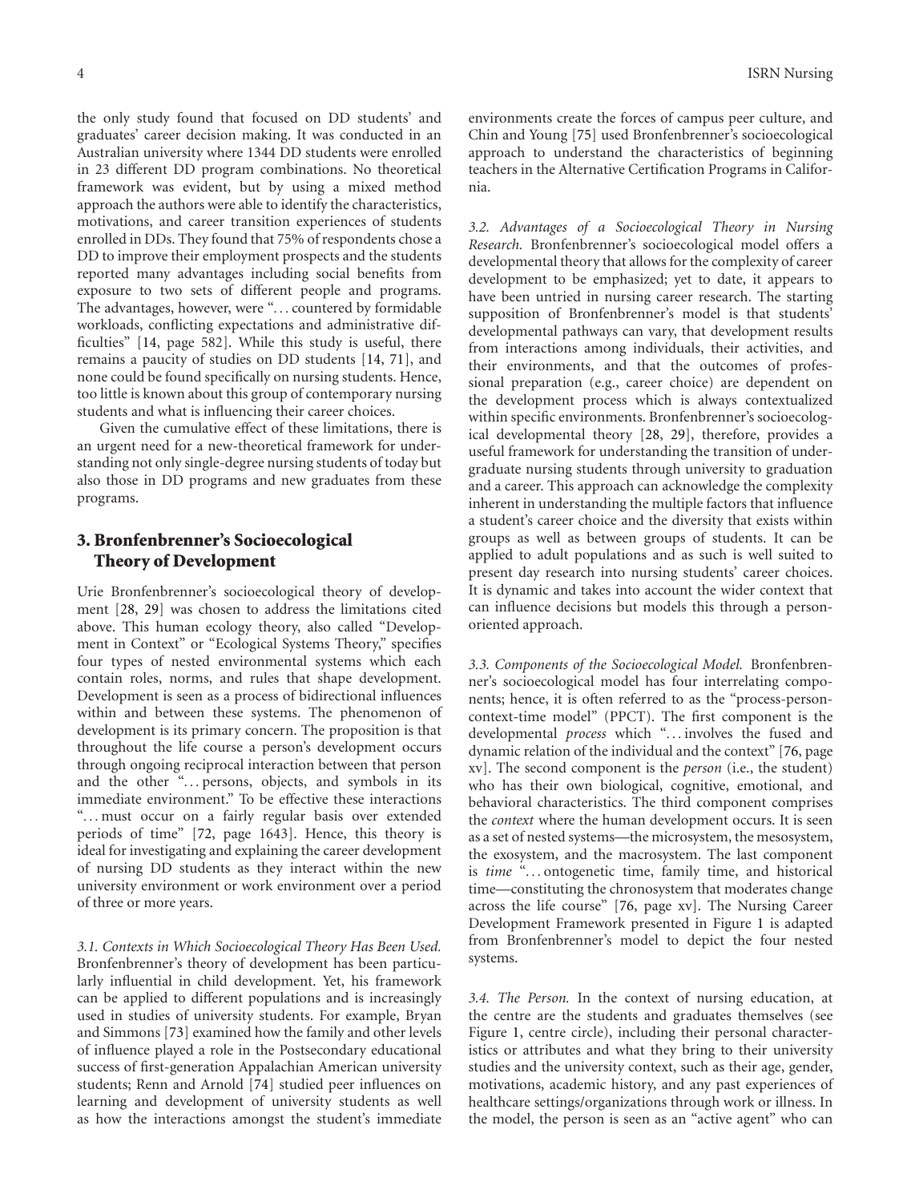the only study found that focused on DD students' and graduates' career decision making. It was conducted in an Australian university where 1344 DD students were enrolled in 23 different DD program combinations. No theoretical framework was evident, but by using a mixed method approach the authors were able to identify the characteristics, motivations, and career transition experiences of students enrolled in DDs. They found that 75% of respondents chose a DD to improve their employment prospects and the students reported many advantages including social benefits from exposure to two sets of different people and programs. The advantages, however, were "... countered by formidable workloads, conflicting expectations and administrative difficulties" [14, page 582]. While this study is useful, there remains a paucity of studies on DD students [14, 71], and none could be found specifically on nursing students. Hence, too little is known about this group of contemporary nursing students and what is influencing their career choices.

Given the cumulative effect of these limitations, there is an urgent need for a new-theoretical framework for understanding not only single-degree nursing students of today but also those in DD programs and new graduates from these programs.

## 3. Bronfenbrenner's Socioecological Theory of Development

Urie Bronfenbrenner's socioecological theory of development [28, 29] was chosen to address the limitations cited above. This human ecology theory, also called "Development in Context" or "Ecological Systems Theory," specifies four types of nested environmental systems which each contain roles, norms, and rules that shape development. Development is seen as a process of bidirectional influences within and between these systems. The phenomenon of development is its primary concern. The proposition is that throughout the life course a person's development occurs through ongoing reciprocal interaction between that person and the other "... persons, objects, and symbols in its immediate environment." To be effective these interactions "... must occur on a fairly regular basis over extended periods of time" [72, page 1643]. Hence, this theory is ideal for investigating and explaining the career development of nursing DD students as they interact within the new university environment or work environment over a period of three or more years.

*3.1. Contexts in Which Socioecological Theory Has Been Used.* Bronfenbrenner's theory of development has been particularly influential in child development. Yet, his framework can be applied to different populations and is increasingly used in studies of university students. For example, Bryan and Simmons [73] examined how the family and other levels of influence played a role in the Postsecondary educational success of first-generation Appalachian American university students; Renn and Arnold [74] studied peer influences on learning and development of university students as well as how the interactions amongst the student's immediate environments create the forces of campus peer culture, and Chin and Young [75] used Bronfenbrenner's socioecological approach to understand the characteristics of beginning teachers in the Alternative Certification Programs in California.

*3.2. Advantages of a Socioecological Theory in Nursing Research.* Bronfenbrenner's socioecological model offers a developmental theory that allows for the complexity of career development to be emphasized; yet to date, it appears to have been untried in nursing career research. The starting supposition of Bronfenbrenner's model is that students' developmental pathways can vary, that development results from interactions among individuals, their activities, and their environments, and that the outcomes of professional preparation (e.g., career choice) are dependent on the development process which is always contextualized within specific environments. Bronfenbrenner's socioecological developmental theory [28, 29], therefore, provides a useful framework for understanding the transition of undergraduate nursing students through university to graduation and a career. This approach can acknowledge the complexity inherent in understanding the multiple factors that influence a student's career choice and the diversity that exists within groups as well as between groups of students. It can be applied to adult populations and as such is well suited to present day research into nursing students' career choices. It is dynamic and takes into account the wider context that can influence decisions but models this through a person-oriented approach.

*3.3. Components of the Socioecological Model.* Bronfenbrenner's socioecological model has four interrelating components; hence, it is often referred to as the "process-person-context-time model" (PPCT). The first component is the developmental *process* which "... involves the fused and dynamic relation of the individual and the context" [76, page xv]. The second component is the *person* (i.e., the student) who has their own biological, cognitive, emotional, and behavioral characteristics. The third component comprises the *context* where the human development occurs. It is seen as a set of nested systems—the microsystem, the mesosystem, the exosystem, and the macrosystem. The last component is *time* "... ontogenetic time, family time, and historical time—constituting the chronosystem that moderates change across the life course" [76, page xv]. The Nursing Career Development Framework presented in Figure 1 is adapted from Bronfenbrenner's model to depict the four nested systems.

*3.4. The Person.* In the context of nursing education, at the centre are the students and graduates themselves (see Figure 1, centre circle), including their personal characteristics or attributes and what they bring to their university studies and the university context, such as their age, gender, motivations, academic history, and any past experiences of healthcare settings/organizations through work or illness. In the model, the person is seen as an "active agent" who can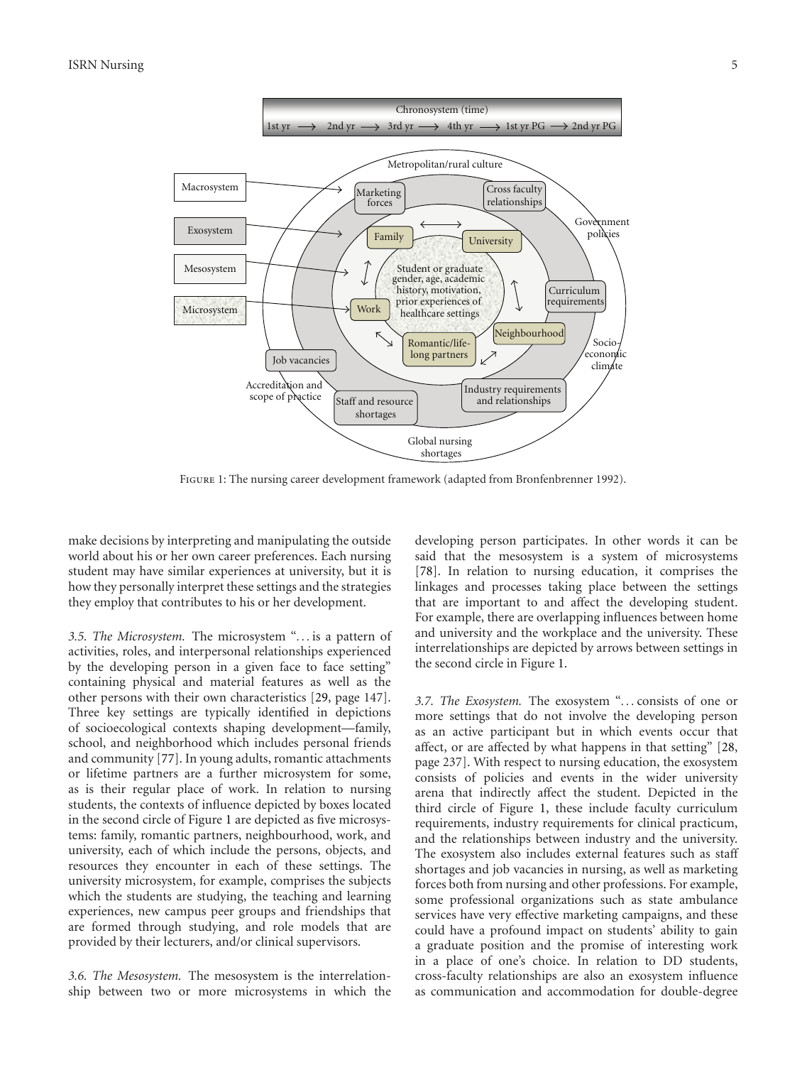Figure 1: The nursing career development framework (adapted from Bronfenbrenner 1992).

make decisions by interpreting and manipulating the outside world about his or her own career preferences. Each nursing student may have similar experiences at university, but it is how they personally interpret these settings and the strategies they employ that contributes to his or her development.

*3.5. The Microsystem.* The microsystem "... is a pattern of activities, roles, and interpersonal relationships experienced by the developing person in a given face to face setting" containing physical and material features as well as the other persons with their own characteristics [29, page 147]. Three key settings are typically identified in depictions of socioecological contexts shaping development—family, school, and neighborhood which includes personal friends and community [77]. In young adults, romantic attachments or lifetime partners are a further microsystem for some, as is their regular place of work. In relation to nursing students, the contexts of influence depicted by boxes located in the second circle of Figure 1 are depicted as five microsystems: family, romantic partners, neighbourhood, work, and university, each of which include the persons, objects, and resources they encounter in each of these settings. The university microsystem, for example, comprises the subjects which the students are studying, the teaching and learning experiences, new campus peer groups and friendships that are formed through studying, and role models that are provided by their lecturers, and/or clinical supervisors.

*3.6. The Mesosystem.* The mesosystem is the interrelationship between two or more microsystems in which the developing person participates. In other words it can be said that the mesosystem is a system of microsystems [78]. In relation to nursing education, it comprises the linkages and processes taking place between the settings that are important to and affect the developing student. For example, there are overlapping influences between home and university and the workplace and the university. These interrelationships are depicted by arrows between settings in the second circle in Figure 1.

*3.7. The Exosystem.* The exosystem "... consists of one or more settings that do not involve the developing person as an active participant but in which events occur that affect, or are affected by what happens in that setting" [28, page 237]. With respect to nursing education, the exosystem consists of policies and events in the wider university arena that indirectly affect the student. Depicted in the third circle of Figure 1, these include faculty curriculum requirements, industry requirements for clinical practicum, and the relationships between industry and the university. The exosystem also includes external features such as staff shortages and job vacancies in nursing, as well as marketing forces both from nursing and other professions. For example, some professional organizations such as state ambulance services have very effective marketing campaigns, and these could have a profound impact on students' ability to gain a graduate position and the promise of interesting work in a place of one's choice. In relation to DD students, cross-faculty relationships are also an exosystem influence as communication and accommodation for double-degree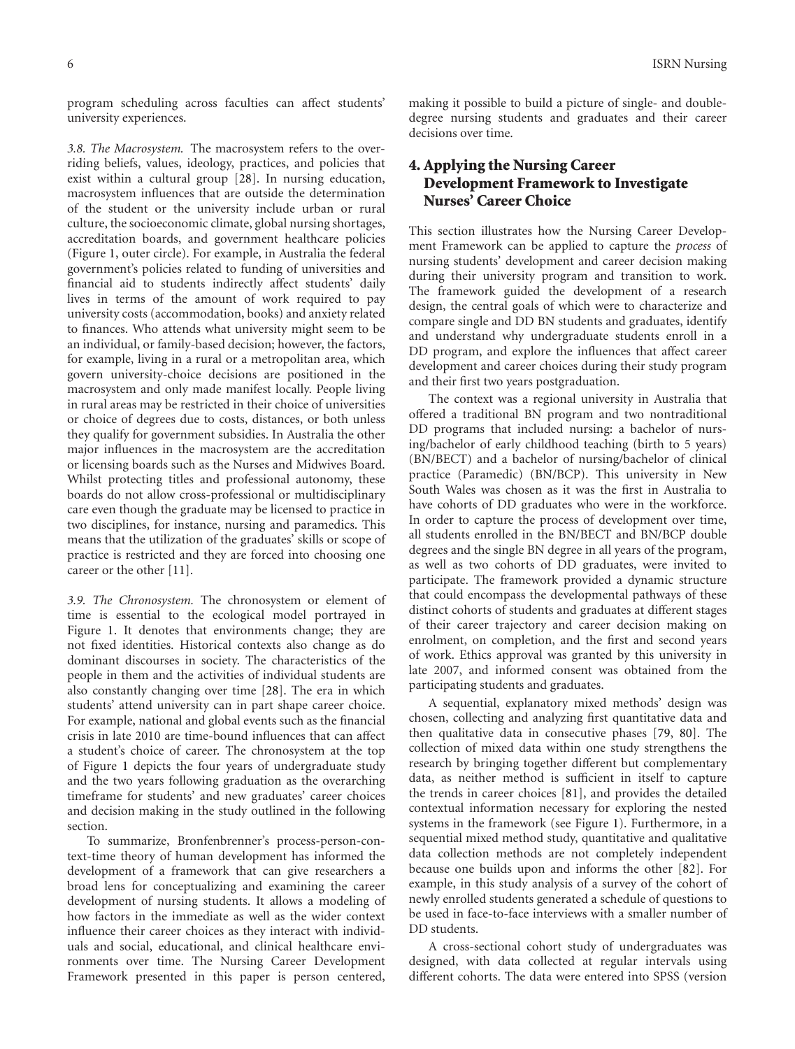program scheduling across faculties can affect students' university experiences.

*3.8. The Macrosystem.* The macrosystem refers to the overriding beliefs, values, ideology, practices, and policies that exist within a cultural group [28]. In nursing education, macrosystem influences that are outside the determination of the student or the university include urban or rural culture, the socioeconomic climate, global nursing shortages, accreditation boards, and government healthcare policies (Figure 1, outer circle). For example, in Australia the federal government's policies related to funding of universities and financial aid to students indirectly affect students' daily lives in terms of the amount of work required to pay university costs (accommodation, books) and anxiety related to finances. Who attends what university might seem to be an individual, or family-based decision; however, the factors, for example, living in a rural or a metropolitan area, which govern university-choice decisions are positioned in the macrosystem and only made manifest locally. People living in rural areas may be restricted in their choice of universities or choice of degrees due to costs, distances, or both unless they qualify for government subsidies. In Australia the other major influences in the macrosystem are the accreditation or licensing boards such as the Nurses and Midwives Board. Whilst protecting titles and professional autonomy, these boards do not allow cross-professional or multidisciplinary care even though the graduate may be licensed to practice in two disciplines, for instance, nursing and paramedics. This means that the utilization of the graduates' skills or scope of practice is restricted and they are forced into choosing one career or the other [11].

*3.9. The Chronosystem.* The chronosystem or element of time is essential to the ecological model portrayed in Figure 1. It denotes that environments change; they are not fixed identities. Historical contexts also change as do dominant discourses in society. The characteristics of the people in them and the activities of individual students are also constantly changing over time [28]. The era in which students' attend university can in part shape career choice. For example, national and global events such as the financial crisis in late 2010 are time-bound influences that can affect a student's choice of career. The chronosystem at the top of Figure 1 depicts the four years of undergraduate study and the two years following graduation as the overarching timeframe for students' and new graduates' career choices and decision making in the study outlined in the following section.

To summarize, Bronfenbrenner's process-person-context-time theory of human development has informed the development of a framework that can give researchers a broad lens for conceptualizing and examining the career development of nursing students. It allows a modeling of how factors in the immediate as well as the wider context influence their career choices as they interact with individuals and social, educational, and clinical healthcare environments over time. The Nursing Career Development Framework presented in this paper is person centered, making it possible to build a picture of single- and double-degree nursing students and graduates and their career decisions over time.

## 4. Applying the Nursing Career Development Framework to Investigate Nurses' Career Choice

This section illustrates how the Nursing Career Development Framework can be applied to capture the *process* of nursing students' development and career decision making during their university program and transition to work. The framework guided the development of a research design, the central goals of which were to characterize and compare single and DD BN students and graduates, identify and understand why undergraduate students enroll in a DD program, and explore the influences that affect career development and career choices during their study program and their first two years postgraduation.

The context was a regional university in Australia that offered a traditional BN program and two nontraditional DD programs that included nursing: a bachelor of nursing/bachelor of early childhood teaching (birth to 5 years) (BN/BECT) and a bachelor of nursing/bachelor of clinical practice (Paramedic) (BN/BCP). This university in New South Wales was chosen as it was the first in Australia to have cohorts of DD graduates who were in the workforce. In order to capture the process of development over time, all students enrolled in the BN/BECT and BN/BCP double degrees and the single BN degree in all years of the program, as well as two cohorts of DD graduates, were invited to participate. The framework provided a dynamic structure that could encompass the developmental pathways of these distinct cohorts of students and graduates at different stages of their career trajectory and career decision making on enrolment, on completion, and the first and second years of work. Ethics approval was granted by this university in late 2007, and informed consent was obtained from the participating students and graduates.

A sequential, explanatory mixed methods' design was chosen, collecting and analyzing first quantitative data and then qualitative data in consecutive phases [79, 80]. The collection of mixed data within one study strengthens the research by bringing together different but complementary data, as neither method is sufficient in itself to capture the trends in career choices [81], and provides the detailed contextual information necessary for exploring the nested systems in the framework (see Figure 1). Furthermore, in a sequential mixed method study, quantitative and qualitative data collection methods are not completely independent because one builds upon and informs the other [82]. For example, in this study analysis of a survey of the cohort of newly enrolled students generated a schedule of questions to be used in face-to-face interviews with a smaller number of DD students.

A cross-sectional cohort study of undergraduates was designed, with data collected at regular intervals using different cohorts. The data were entered into SPSS (version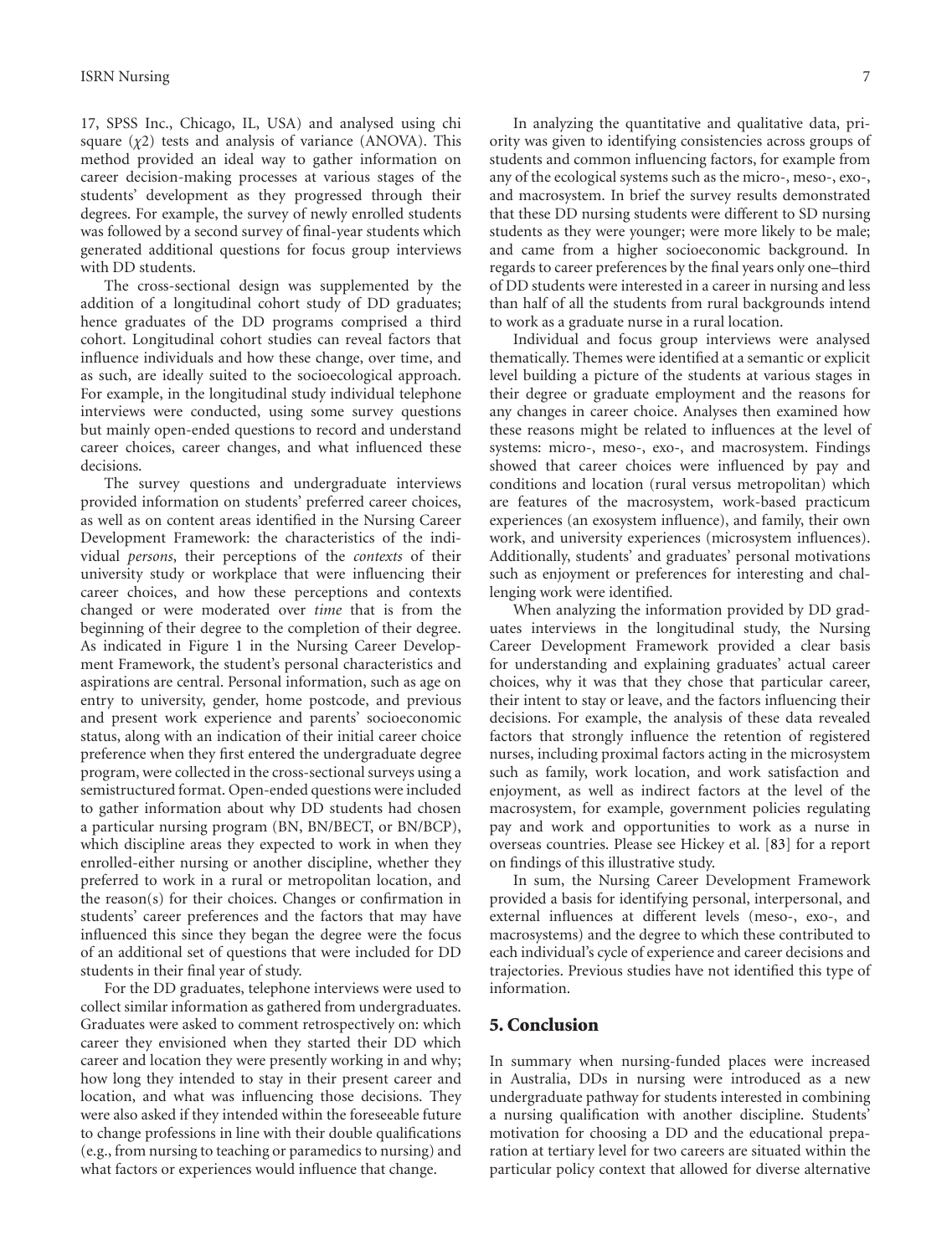17, SPSS Inc., Chicago, IL, USA) and analysed using chi square ($\chi 2$) tests and analysis of variance (ANOVA). This method provided an ideal way to gather information on career decision-making processes at various stages of the students' development as they progressed through their degrees. For example, the survey of newly enrolled students was followed by a second survey of final-year students which generated additional questions for focus group interviews with DD students.

The cross-sectional design was supplemented by the addition of a longitudinal cohort study of DD graduates; hence graduates of the DD programs comprised a third cohort. Longitudinal cohort studies can reveal factors that influence individuals and how these change, over time, and as such, are ideally suited to the socioecological approach. For example, in the longitudinal study individual telephone interviews were conducted, using some survey questions but mainly open-ended questions to record and understand career choices, career changes, and what influenced these decisions.

The survey questions and undergraduate interviews provided information on students' preferred career choices, as well as on content areas identified in the Nursing Career Development Framework: the characteristics of the individual *persons*, their perceptions of the *contexts* of their university study or workplace that were influencing their career choices, and how these perceptions and contexts changed or were moderated over *time* that is from the beginning of their degree to the completion of their degree. As indicated in Figure 1 in the Nursing Career Development Framework, the student's personal characteristics and aspirations are central. Personal information, such as age on entry to university, gender, home postcode, and previous and present work experience and parents' socioeconomic status, along with an indication of their initial career choice preference when they first entered the undergraduate degree program, were collected in the cross-sectional surveys using a semistructured format. Open-ended questions were included to gather information about why DD students had chosen a particular nursing program (BN, BN/BECT, or BN/BCP), which discipline areas they expected to work in when they enrolled-either nursing or another discipline, whether they preferred to work in a rural or metropolitan location, and the reason(s) for their choices. Changes or confirmation in students' career preferences and the factors that may have influenced this since they began the degree were the focus of an additional set of questions that were included for DD students in their final year of study.

For the DD graduates, telephone interviews were used to collect similar information as gathered from undergraduates. Graduates were asked to comment retrospectively on: which career they envisioned when they started their DD which career and location they were presently working in and why; how long they intended to stay in their present career and location, and what was influencing those decisions. They were also asked if they intended within the foreseeable future to change professions in line with their double qualifications (e.g., from nursing to teaching or paramedics to nursing) and what factors or experiences would influence that change.

In analyzing the quantitative and qualitative data, priority was given to identifying consistencies across groups of students and common influencing factors, for example from any of the ecological systems such as the micro-, meso-, exo-, and macrosystem. In brief the survey results demonstrated that these DD nursing students were different to SD nursing students as they were younger; were more likely to be male; and came from a higher socioeconomic background. In regards to career preferences by the final years only one–third of DD students were interested in a career in nursing and less than half of all the students from rural backgrounds intend to work as a graduate nurse in a rural location.

Individual and focus group interviews were analysed thematically. Themes were identified at a semantic or explicit level building a picture of the students at various stages in their degree or graduate employment and the reasons for any changes in career choice. Analyses then examined how these reasons might be related to influences at the level of systems: micro-, meso-, exo-, and macrosystem. Findings showed that career choices were influenced by pay and conditions and location (rural versus metropolitan) which are features of the macrosystem, work-based practicum experiences (an exosystem influence), and family, their own work, and university experiences (microsystem influences). Additionally, students' and graduates' personal motivations such as enjoyment or preferences for interesting and challenging work were identified.

When analyzing the information provided by DD graduates interviews in the longitudinal study, the Nursing Career Development Framework provided a clear basis for understanding and explaining graduates' actual career choices, why it was that they chose that particular career, their intent to stay or leave, and the factors influencing their decisions. For example, the analysis of these data revealed factors that strongly influence the retention of registered nurses, including proximal factors acting in the microsystem such as family, work location, and work satisfaction and enjoyment, as well as indirect factors at the level of the macrosystem, for example, government policies regulating pay and work and opportunities to work as a nurse in overseas countries. Please see Hickey et al. [83] for a report on findings of this illustrative study.

In sum, the Nursing Career Development Framework provided a basis for identifying personal, interpersonal, and external influences at different levels (meso-, exo-, and macrosystems) and the degree to which these contributed to each individual's cycle of experience and career decisions and trajectories. Previous studies have not identified this type of information.

## 5. Conclusion

In summary when nursing-funded places were increased in Australia, DDs in nursing were introduced as a new undergraduate pathway for students interested in combining a nursing qualification with another discipline. Students' motivation for choosing a DD and the educational preparation at tertiary level for two careers are situated within the particular policy context that allowed for diverse alternative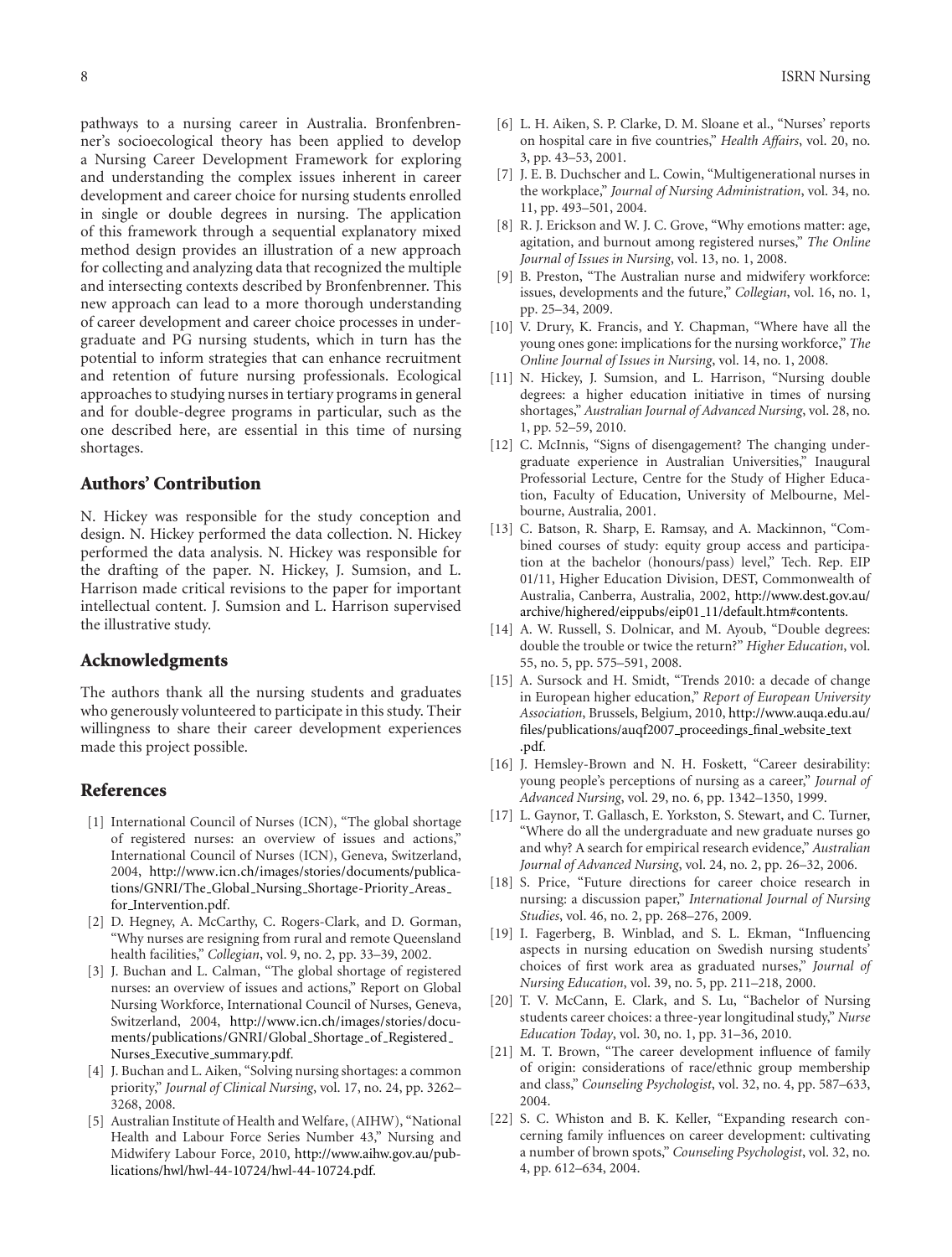pathways to a nursing career in Australia. Bronfenbrenner's socioecological theory has been applied to develop a Nursing Career Development Framework for exploring and understanding the complex issues inherent in career development and career choice for nursing students enrolled in single or double degrees in nursing. The application of this framework through a sequential explanatory mixed method design provides an illustration of a new approach for collecting and analyzing data that recognized the multiple and intersecting contexts described by Bronfenbrenner. This new approach can lead to a more thorough understanding of career development and career choice processes in undergraduate and PG nursing students, which in turn has the potential to inform strategies that can enhance recruitment and retention of future nursing professionals. Ecological approaches to studying nurses in tertiary programs in general and for double-degree programs in particular, such as the one described here, are essential in this time of nursing shortages.

## Authors' Contribution

N. Hickey was responsible for the study conception and design. N. Hickey performed the data collection. N. Hickey performed the data analysis. N. Hickey was responsible for the drafting of the paper. N. Hickey, J. Sumsion, and L. Harrison made critical revisions to the paper for important intellectual content. J. Sumsion and L. Harrison supervised the illustrative study.

## Acknowledgments

The authors thank all the nursing students and graduates who generously volunteered to participate in this study. Their willingness to share their career development experiences made this project possible.

## References

[1] International Council of Nurses (ICN), "The global shortage of registered nurses: an overview of issues and actions," International Council of Nurses (ICN), Geneva, Switzerland, 2004, http://www.icn.ch/images/stories/documents/publications/GNRI/The_Global_Nursing_Shortage-Priority_Areas_for_Intervention.pdf.

[2] D. Hegney, A. McCarthy, C. Rogers-Clark, and D. Gorman, "Why nurses are resigning from rural and remote Queensland health facilities," *Collegian*, vol. 9, no. 2, pp. 33–39, 2002.

[3] J. Buchan and L. Calman, "The global shortage of registered nurses: an overview of issues and actions," Report on Global Nursing Workforce, International Council of Nurses, Geneva, Switzerland, 2004, http://www.icn.ch/images/stories/documents/publications/GNRI/Global_Shortage_of_Registered_Nurses_Executive_summary.pdf.

[4] J. Buchan and L. Aiken, "Solving nursing shortages: a common priority," *Journal of Clinical Nursing*, vol. 17, no. 24, pp. 3262–3268, 2008.

[5] Australian Institute of Health and Welfare, (AIHW), "National Health and Labour Force Series Number 43," Nursing and Midwifery Labour Force, 2010, http://www.aihw.gov.au/publications/hwl/hwl-44-10724/hwl-44-10724.pdf.

[6] L. H. Aiken, S. P. Clarke, D. M. Sloane et al., "Nurses' reports on hospital care in five countries," *Health Affairs*, vol. 20, no. 3, pp. 43–53, 2001.

[7] J. E. B. Duchscher and L. Cowin, "Multigenerational nurses in the workplace," *Journal of Nursing Administration*, vol. 34, no. 11, pp. 493–501, 2004.

[8] R. J. Erickson and W. J. C. Grove, "Why emotions matter: age, agitation, and burnout among registered nurses," *The Online Journal of Issues in Nursing*, vol. 13, no. 1, 2008.

[9] B. Preston, "The Australian nurse and midwifery workforce: issues, developments and the future," *Collegian*, vol. 16, no. 1, pp. 25–34, 2009.

[10] V. Drury, K. Francis, and Y. Chapman, "Where have all the young ones gone: implications for the nursing workforce," *The Online Journal of Issues in Nursing*, vol. 14, no. 1, 2008.

[11] N. Hickey, J. Sumsion, and L. Harrison, "Nursing double degrees: a higher education initiative in times of nursing shortages," *Australian Journal of Advanced Nursing*, vol. 28, no. 1, pp. 52–59, 2010.

[12] C. McInnis, "Signs of disengagement? The changing undergraduate experience in Australian Universities," Inaugural Professorial Lecture, Centre for the Study of Higher Education, Faculty of Education, University of Melbourne, Melbourne, Australia, 2001.

[13] C. Batson, R. Sharp, E. Ramsay, and A. Mackinnon, "Combined courses of study: equity group access and participation at the bachelor (honours/pass) level," Tech. Rep. EIP 01/11, Higher Education Division, DEST, Commonwealth of Australia, Canberra, Australia, 2002, http://www.dest.gov.au/archive/highered/eippubs/eip01_11/default.htm#contents.

[14] A. W. Russell, S. Dolnicar, and M. Ayoub, "Double degrees: double the trouble or twice the return?" *Higher Education*, vol. 55, no. 5, pp. 575–591, 2008.

[15] A. Sursock and H. Smidt, "Trends 2010: a decade of change in European higher education," *Report of European University Association*, Brussels, Belgium, 2010, http://www.auqa.edu.au/files/publications/auqf2007_proceedings_final_website_text.pdf.

[16] J. Hemsley-Brown and N. H. Foskett, "Career desirability: young people's perceptions of nursing as a career," *Journal of Advanced Nursing*, vol. 29, no. 6, pp. 1342–1350, 1999.

[17] L. Gaynor, T. Gallasch, E. Yorkston, S. Stewart, and C. Turner, "Where do all the undergraduate and new graduate nurses go and why? A search for empirical research evidence," *Australian Journal of Advanced Nursing*, vol. 24, no. 2, pp. 26–32, 2006.

[18] S. Price, "Future directions for career choice research in nursing: a discussion paper," *International Journal of Nursing Studies*, vol. 46, no. 2, pp. 268–276, 2009.

[19] I. Fagerberg, B. Winblad, and S. L. Ekman, "Influencing aspects in nursing education on Swedish nursing students' choices of first work area as graduated nurses," *Journal of Nursing Education*, vol. 39, no. 5, pp. 211–218, 2000.

[20] T. V. McCann, E. Clark, and S. Lu, "Bachelor of Nursing students career choices: a three-year longitudinal study," *Nurse Education Today*, vol. 30, no. 1, pp. 31–36, 2010.

[21] M. T. Brown, "The career development influence of family of origin: considerations of race/ethnic group membership and class," *Counseling Psychologist*, vol. 32, no. 4, pp. 587–633, 2004.

[22] S. C. Whiston and B. K. Keller, "Expanding research concerning family influences on career development: cultivating a number of brown spots," *Counseling Psychologist*, vol. 32, no. 4, pp. 612–634, 2004.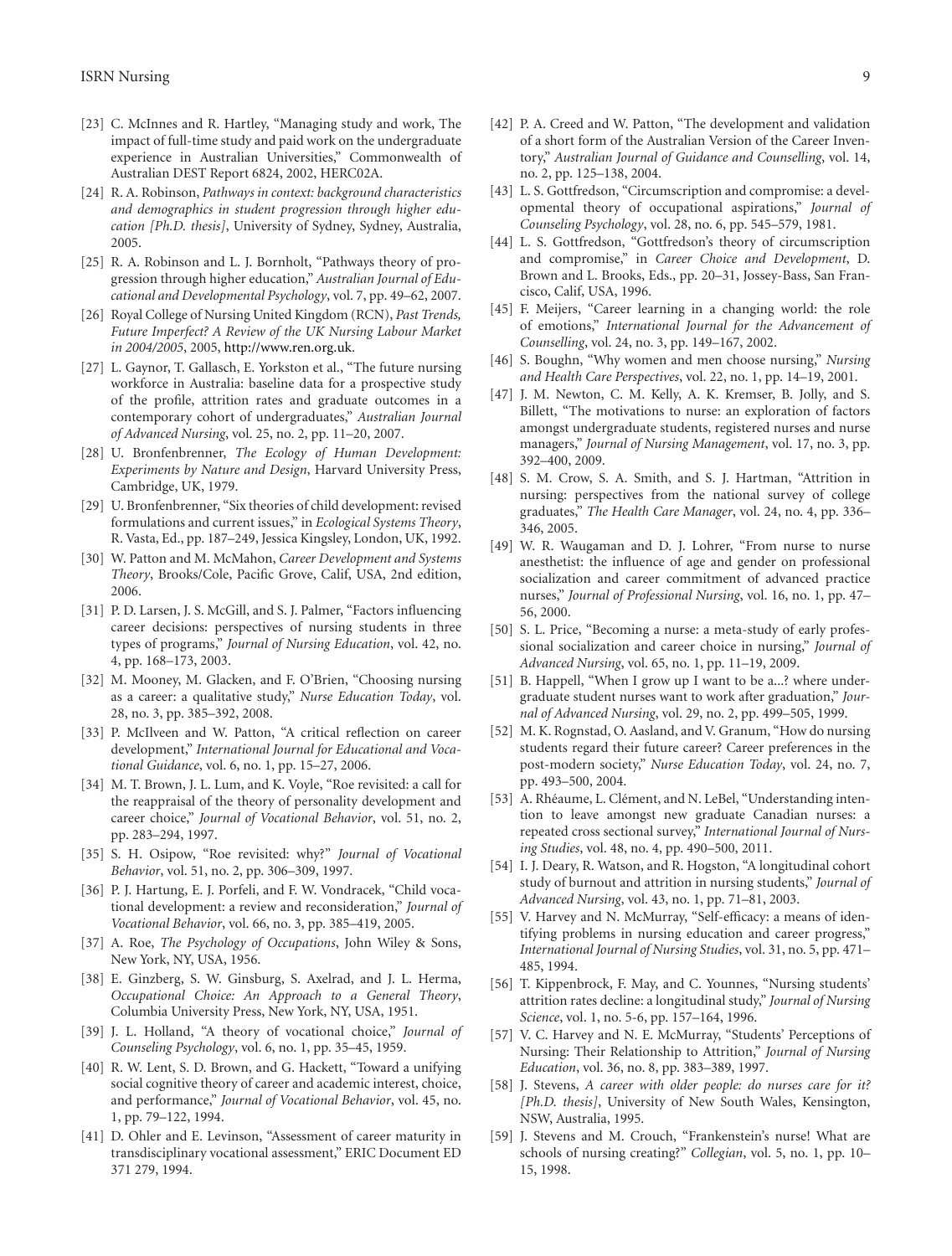[23] C. McInnes and R. Hartley, "Managing study and work, The impact of full-time study and paid work on the undergraduate experience in Australian Universities," Commonwealth of Australian DEST Report 6824, 2002, HERC02A.

[24] R. A. Robinson, *Pathways in context: background characteristics and demographics in student progression through higher education [Ph.D. thesis]*, University of Sydney, Sydney, Australia, 2005.

[25] R. A. Robinson and L. J. Bornholt, "Pathways theory of progression through higher education," *Australian Journal of Educational and Developmental Psychology*, vol. 7, pp. 49–62, 2007.

[26] Royal College of Nursing United Kingdom (RCN), *Past Trends, Future Imperfect? A Review of the UK Nursing Labour Market in 2004/2005*, 2005, http://www.ren.org.uk.

[27] L. Gaynor, T. Gallasch, E. Yorkston et al., "The future nursing workforce in Australia: baseline data for a prospective study of the profile, attrition rates and graduate outcomes in a contemporary cohort of undergraduates," *Australian Journal of Advanced Nursing*, vol. 25, no. 2, pp. 11–20, 2007.

[28] U. Bronfenbrenner, *The Ecology of Human Development: Experiments by Nature and Design*, Harvard University Press, Cambridge, UK, 1979.

[29] U. Bronfenbrenner, "Six theories of child development: revised formulations and current issues," in *Ecological Systems Theory*, R. Vasta, Ed., pp. 187–249, Jessica Kingsley, London, UK, 1992.

[30] W. Patton and M. McMahon, *Career Development and Systems Theory*, Brooks/Cole, Pacific Grove, Calif, USA, 2nd edition, 2006.

[31] P. D. Larsen, J. S. McGill, and S. J. Palmer, "Factors influencing career decisions: perspectives of nursing students in three types of programs," *Journal of Nursing Education*, vol. 42, no. 4, pp. 168–173, 2003.

[32] M. Mooney, M. Glacken, and F. O'Brien, "Choosing nursing as a career: a qualitative study," *Nurse Education Today*, vol. 28, no. 3, pp. 385–392, 2008.

[33] P. McIlveen and W. Patton, "A critical reflection on career development," *International Journal for Educational and Vocational Guidance*, vol. 6, no. 1, pp. 15–27, 2006.

[34] M. T. Brown, J. L. Lum, and K. Voyle, "Roe revisited: a call for the reappraisal of the theory of personality development and career choice," *Journal of Vocational Behavior*, vol. 51, no. 2, pp. 283–294, 1997.

[35] S. H. Osipow, "Roe revisited: why?" *Journal of Vocational Behavior*, vol. 51, no. 2, pp. 306–309, 1997.

[36] P. J. Hartung, E. J. Porfeli, and F. W. Vondracek, "Child vocational development: a review and reconsideration," *Journal of Vocational Behavior*, vol. 66, no. 3, pp. 385–419, 2005.

[37] A. Roe, *The Psychology of Occupations*, John Wiley & Sons, New York, NY, USA, 1956.

[38] E. Ginzberg, S. W. Ginsburg, S. Axelrad, and J. L. Herma, *Occupational Choice: An Approach to a General Theory*, Columbia University Press, New York, NY, USA, 1951.

[39] J. L. Holland, "A theory of vocational choice," *Journal of Counseling Psychology*, vol. 6, no. 1, pp. 35–45, 1959.

[40] R. W. Lent, S. D. Brown, and G. Hackett, "Toward a unifying social cognitive theory of career and academic interest, choice, and performance," *Journal of Vocational Behavior*, vol. 45, no. 1, pp. 79–122, 1994.

[41] D. Ohler and E. Levinson, "Assessment of career maturity in transdisciplinary vocational assessment," ERIC Document ED 371 279, 1994.

[42] P. A. Creed and W. Patton, "The development and validation of a short form of the Australian Version of the Career Inventory," *Australian Journal of Guidance and Counselling*, vol. 14, no. 2, pp. 125–138, 2004.

[43] L. S. Gottfredson, "Circumscription and compromise: a developmental theory of occupational aspirations," *Journal of Counseling Psychology*, vol. 28, no. 6, pp. 545–579, 1981.

[44] L. S. Gottfredson, "Gottfredson's theory of circumscription and compromise," in *Career Choice and Development*, D. Brown and L. Brooks, Eds., pp. 20–31, Jossey-Bass, San Francisco, Calif, USA, 1996.

[45] F. Meijers, "Career learning in a changing world: the role of emotions," *International Journal for the Advancement of Counselling*, vol. 24, no. 3, pp. 149–167, 2002.

[46] S. Boughn, "Why women and men choose nursing," *Nursing and Health Care Perspectives*, vol. 22, no. 1, pp. 14–19, 2001.

[47] J. M. Newton, C. M. Kelly, A. K. Kremser, B. Jolly, and S. Billett, "The motivations to nurse: an exploration of factors amongst undergraduate students, registered nurses and nurse managers," *Journal of Nursing Management*, vol. 17, no. 3, pp. 392–400, 2009.

[48] S. M. Crow, S. A. Smith, and S. J. Hartman, "Attrition in nursing: perspectives from the national survey of college graduates," *The Health Care Manager*, vol. 24, no. 4, pp. 336–346, 2005.

[49] W. R. Waugaman and D. J. Lohrer, "From nurse to nurse anesthetist: the influence of age and gender on professional socialization and career commitment of advanced practice nurses," *Journal of Professional Nursing*, vol. 16, no. 1, pp. 47–56, 2000.

[50] S. L. Price, "Becoming a nurse: a meta-study of early professional socialization and career choice in nursing," *Journal of Advanced Nursing*, vol. 65, no. 1, pp. 11–19, 2009.

[51] B. Happell, "When I grow up I want to be a...? where undergraduate student nurses want to work after graduation," *Journal of Advanced Nursing*, vol. 29, no. 2, pp. 499–505, 1999.

[52] M. K. Rognstad, O. Aasland, and V. Granum, "How do nursing students regard their future career? Career preferences in the post-modern society," *Nurse Education Today*, vol. 24, no. 7, pp. 493–500, 2004.

[53] A. Rhéaume, L. Clément, and N. LeBel, "Understanding intention to leave amongst new graduate Canadian nurses: a repeated cross sectional survey," *International Journal of Nursing Studies*, vol. 48, no. 4, pp. 490–500, 2011.

[54] I. J. Deary, R. Watson, and R. Hogston, "A longitudinal cohort study of burnout and attrition in nursing students," *Journal of Advanced Nursing*, vol. 43, no. 1, pp. 71–81, 2003.

[55] V. Harvey and N. McMurray, "Self-efficacy: a means of identifying problems in nursing education and career progress," *International Journal of Nursing Studies*, vol. 31, no. 5, pp. 471–485, 1994.

[56] T. Kippenbrock, F. May, and C. Younnes, "Nursing students' attrition rates decline: a longitudinal study," *Journal of Nursing Science*, vol. 1, no. 5-6, pp. 157–164, 1996.

[57] V. C. Harvey and N. E. McMurray, "Students' Perceptions of Nursing: Their Relationship to Attrition," *Journal of Nursing Education*, vol. 36, no. 8, pp. 383–389, 1997.

[58] J. Stevens, *A career with older people: do nurses care for it? [Ph.D. thesis]*, University of New South Wales, Kensington, NSW, Australia, 1995.

[59] J. Stevens and M. Crouch, "Frankenstein's nurse! What are schools of nursing creating?" *Collegian*, vol. 5, no. 1, pp. 10–15, 1998.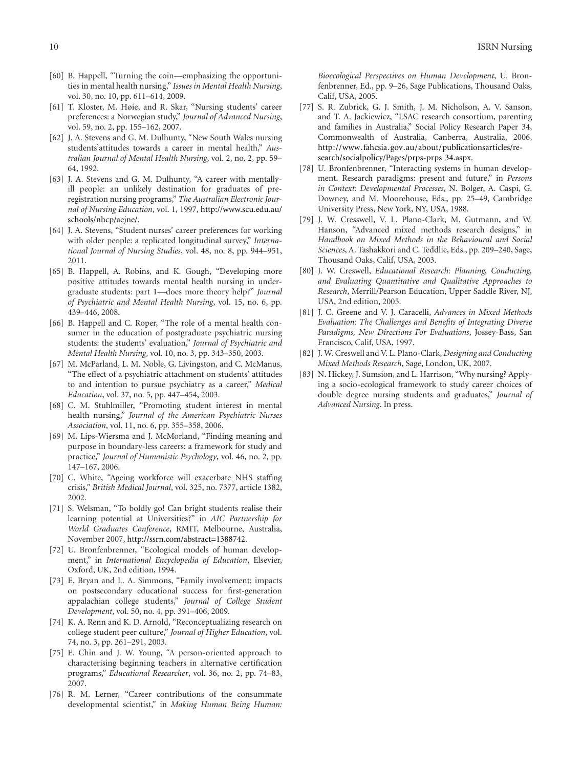[60] B. Happell, "Turning the coin—emphasizing the opportunities in mental health nursing," *Issues in Mental Health Nursing*, vol. 30, no. 10, pp. 611–614, 2009.

[61] T. Kloster, M. Høie, and R. Skar, "Nursing students' career preferences: a Norwegian study," *Journal of Advanced Nursing*, vol. 59, no. 2, pp. 155–162, 2007.

[62] J. A. Stevens and G. M. Dulhunty, "New South Wales nursing students'attitudes towards a career in mental health," *Australian Journal of Mental Health Nursing*, vol. 2, no. 2, pp. 59–64, 1992.

[63] J. A. Stevens and G. M. Dulhunty, "A career with mentally-ill people: an unlikely destination for graduates of pre-registration nursing programs," *The Australian Electronic Journal of Nursing Education*, vol. 1, 1997, http://www.scu.edu.au/schools/nhcp/aejne/.

[64] J. A. Stevens, "Student nurses' career preferences for working with older people: a replicated longitudinal survey," *International Journal of Nursing Studies*, vol. 48, no. 8, pp. 944–951, 2011.

[65] B. Happell, A. Robins, and K. Gough, "Developing more positive attitudes towards mental health nursing in undergraduate students: part 1—does more theory help?" *Journal of Psychiatric and Mental Health Nursing*, vol. 15, no. 6, pp. 439–446, 2008.

[66] B. Happell and C. Roper, "The role of a mental health consumer in the education of postgraduate psychiatric nursing students: the students' evaluation," *Journal of Psychiatric and Mental Health Nursing*, vol. 10, no. 3, pp. 343–350, 2003.

[67] M. McParland, L. M. Noble, G. Livingston, and C. McManus, "The effect of a psychiatric attachment on students' attitudes to and intention to pursue psychiatry as a career," *Medical Education*, vol. 37, no. 5, pp. 447–454, 2003.

[68] C. M. Stuhlmiller, "Promoting student interest in mental health nursing," *Journal of the American Psychiatric Nurses Association*, vol. 11, no. 6, pp. 355–358, 2006.

[69] M. Lips-Wiersma and J. McMorland, "Finding meaning and purpose in boundary-less careers: a framework for study and practice," *Journal of Humanistic Psychology*, vol. 46, no. 2, pp. 147–167, 2006.

[70] C. White, "Ageing workforce will exacerbate NHS staffing crisis," *British Medical Journal*, vol. 325, no. 7377, article 1382, 2002.

[71] S. Welsman, "To boldly go! Can bright students realise their learning potential at Universities?" in *AIC Partnership for World Graduates Conference*, RMIT, Melbourne, Australia, November 2007, http://ssrn.com/abstract=1388742.

[72] U. Bronfenbrenner, "Ecological models of human development," in *International Encyclopedia of Education*, Elsevier, Oxford, UK, 2nd edition, 1994.

[73] E. Bryan and L. A. Simmons, "Family involvement: impacts on postsecondary educational success for first-generation appalachian college students," *Journal of College Student Development*, vol. 50, no. 4, pp. 391–406, 2009.

[74] K. A. Renn and K. D. Arnold, "Reconceptualizing research on college student peer culture," *Journal of Higher Education*, vol. 74, no. 3, pp. 261–291, 2003.

[75] E. Chin and J. W. Young, "A person-oriented approach to characterising beginning teachers in alternative certification programs," *Educational Researcher*, vol. 36, no. 2, pp. 74–83, 2007.

[76] R. M. Lerner, "Career contributions of the consummate developmental scientist," in *Making Human Being Human: Bioecological Perspectives on Human Development*, U. Bronfenbrenner, Ed., pp. 9–26, Sage Publications, Thousand Oaks, Calif, USA, 2005.

[77] S. R. Zubrick, G. J. Smith, J. M. Nicholson, A. V. Sanson, and T. A. Jackiewicz, "LSAC research consortium, parenting and families in Australia," Social Policy Research Paper 34, Commonwealth of Australia, Canberra, Australia, 2006, http://www.fahcsia.gov.au/about/publicationsarticles/research/socialpolicy/Pages/prps-prps_34.aspx.

[78] U. Bronfenbrenner, "Interacting systems in human development. Research paradigms: present and future," in *Persons in Context: Developmental Processes*, N. Bolger, A. Caspi, G. Downey, and M. Moorehouse, Eds., pp. 25–49, Cambridge University Press, New York, NY, USA, 1988.

[79] J. W. Cresswell, V. L. Plano-Clark, M. Gutmann, and W. Hanson, "Advanced mixed methods research designs," in *Handbook on Mixed Methods in the Behavioural and Social Sciences*, A. Tashakkori and C. Teddlie, Eds., pp. 209–240, Sage, Thousand Oaks, Calif, USA, 2003.

[80] J. W. Creswell, *Educational Research: Planning, Conducting, and Evaluating Quantitative and Qualitative Approaches to Research*, Merrill/Pearson Education, Upper Saddle River, NJ, USA, 2nd edition, 2005.

[81] J. C. Greene and V. J. Caracelli, *Advances in Mixed Methods Evaluation: The Challenges and Benefits of Integrating Diverse Paradigms, New Directions For Evaluations*, Jossey-Bass, San Francisco, Calif, USA, 1997.

[82] J. W. Creswell and V. L. Plano-Clark, *Designing and Conducting Mixed Methods Research*, Sage, London, UK, 2007.

[83] N. Hickey, J. Sumsion, and L. Harrison, "Why nursing? Applying a socio-ecological framework to study career choices of double degree nursing students and graduates," *Journal of Advanced Nursing*. In press.